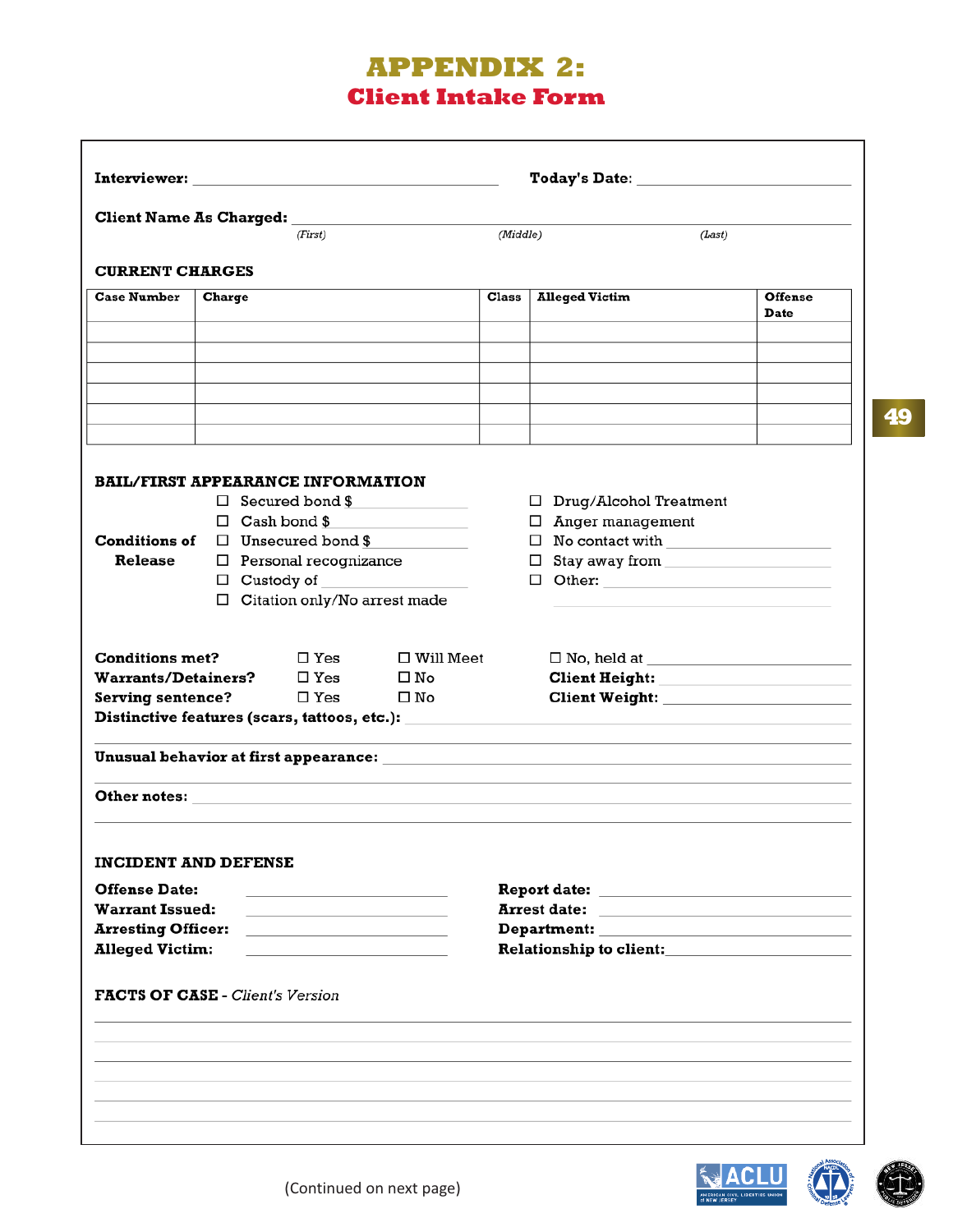# APPENDIX 2:
## Client Intake Form

**Interviewer:** ______________________ **Today's Date:** ______________________

**Client Name As Charged:** ______________________________________________
*(First)* *(Middle)* *(Last)*

**CURRENT CHARGES**

| Case Number | Charge | Class | Alleged Victim | Offense Date |
|---|---|---|---|---|
| | | | | |
| | | | | |
| | | | | |
| | | | | |
| | | | | |
| | | | | |

**BAIL/FIRST APPEARANCE INFORMATION**

**Conditions of Release**

- ☐ Secured bond $ __________
- ☐ Cash bond $ __________
- ☐ Unsecured bond $ __________
- ☐ Personal recognizance
- ☐ Custody of __________
- ☐ Citation only/No arrest made
- ☐ Drug/Alcohol Treatment
- ☐ Anger management
- ☐ No contact with __________
- ☐ Stay away from __________
- ☐ Other: __________

**Conditions met?** ☐ Yes ☐ Will Meet ☐ No, held at __________

**Warrants/Detainers?** ☐ Yes ☐ No **Client Height:** __________

**Serving sentence?** ☐ Yes ☐ No **Client Weight:** __________

**Distinctive features (scars, tattoos, etc.):** ______________________________

**Unusual behavior at first appearance:** ______________________________

**Other notes:** ______________________________

**INCIDENT AND DEFENSE**

**Offense Date:** __________ **Report date:** __________

**Warrant Issued:** __________ **Arrest date:** __________

**Arresting Officer:** __________ **Department:** __________

**Alleged Victim:** __________ **Relationship to client:** __________

**FACTS OF CASE** - *Client's Version*

______________________________________________

______________________________________________

______________________________________________

______________________________________________

______________________________________________

______________________________________________

(Continued on next page)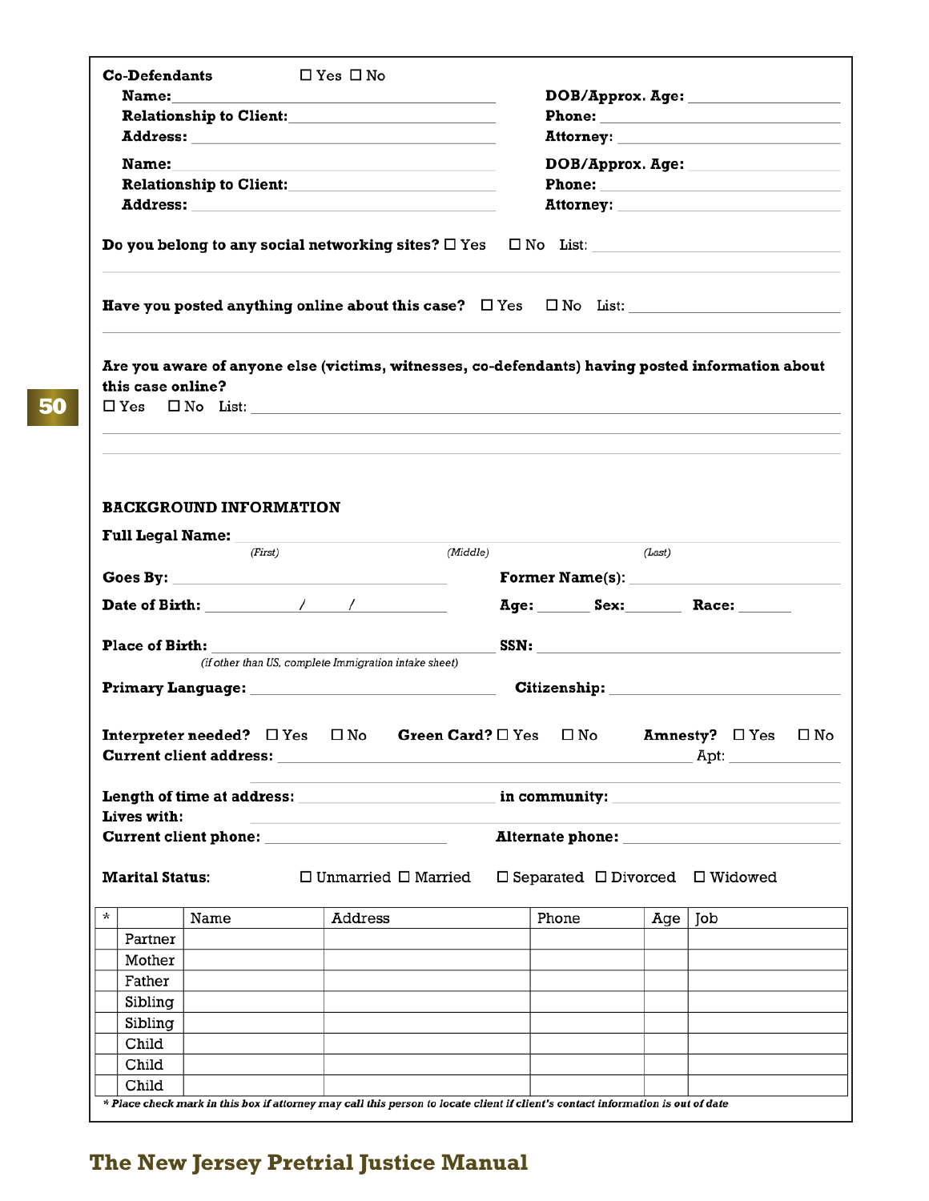**Co-Defendants** ☐ Yes ☐ No

**Name:** \_\_\_\_\_\_\_\_\_\_\_\_\_\_\_\_\_\_\_\_ **DOB/Approx. Age:** \_\_\_\_\_\_\_\_\_\_

**Relationship to Client:** \_\_\_\_\_\_\_\_\_\_\_\_\_\_\_\_\_\_\_\_ **Phone:** \_\_\_\_\_\_\_\_\_\_

**Address:** \_\_\_\_\_\_\_\_\_\_\_\_\_\_\_\_\_\_\_\_ **Attorney:** \_\_\_\_\_\_\_\_\_\_

**Name:** \_\_\_\_\_\_\_\_\_\_\_\_\_\_\_\_\_\_\_\_ **DOB/Approx. Age:** \_\_\_\_\_\_\_\_\_\_

**Relationship to Client:** \_\_\_\_\_\_\_\_\_\_\_\_\_\_\_\_\_\_\_\_ **Phone:** \_\_\_\_\_\_\_\_\_\_

**Address:** \_\_\_\_\_\_\_\_\_\_\_\_\_\_\_\_\_\_\_\_ **Attorney:** \_\_\_\_\_\_\_\_\_\_

**Do you belong to any social networking sites?** ☐ Yes ☐ No List: \_\_\_\_\_\_\_\_\_\_

**Have you posted anything online about this case?** ☐ Yes ☐ No List: \_\_\_\_\_\_\_\_\_\_

**Are you aware of anyone else (victims, witnesses, co-defendants) having posted information about this case online?**
☐ Yes ☐ No List: \_\_\_\_\_\_\_\_\_\_

## BACKGROUND INFORMATION

**Full Legal Name:** \_\_\_\_\_\_\_\_\_\_ *(First)* \_\_\_\_\_\_\_\_\_\_ *(Middle)* \_\_\_\_\_\_\_\_\_\_ *(Last)*

**Goes By:** \_\_\_\_\_\_\_\_\_\_ **Former Name(s):** \_\_\_\_\_\_\_\_\_\_

**Date of Birth:** \_\_\_\_ / \_\_\_\_ / \_\_\_\_ **Age:** \_\_\_\_ **Sex:** \_\_\_\_ **Race:** \_\_\_\_

**Place of Birth:** \_\_\_\_\_\_\_\_\_\_ **SSN:** \_\_\_\_\_\_\_\_\_\_
*(if other than US, complete Immigration intake sheet)*

**Primary Language:** \_\_\_\_\_\_\_\_\_\_ **Citizenship:** \_\_\_\_\_\_\_\_\_\_

**Interpreter needed?** ☐ Yes ☐ No **Green Card?** ☐ Yes ☐ No **Amnesty?** ☐ Yes ☐ No

**Current client address:** \_\_\_\_\_\_\_\_\_\_ Apt: \_\_\_\_\_\_\_\_\_\_

**Length of time at address:** \_\_\_\_\_\_\_\_\_\_ **in community:** \_\_\_\_\_\_\_\_\_\_

**Lives with:** \_\_\_\_\_\_\_\_\_\_

**Current client phone:** \_\_\_\_\_\_\_\_\_\_ **Alternate phone:** \_\_\_\_\_\_\_\_\_\_

**Marital Status:** ☐ Unmarried ☐ Married ☐ Separated ☐ Divorced ☐ Widowed

| * | | Name | Address | Phone | Age | Job |
|---|---|---|---|---|---|---|
| | Partner | | | | | |
| | Mother | | | | | |
| | Father | | | | | |
| | Sibling | | | | | |
| | Sibling | | | | | |
| | Child | | | | | |
| | Child | | | | | |
| | Child | | | | | |

*\* Place check mark in this box if attorney may call this person to locate client if client's contact information is out of date*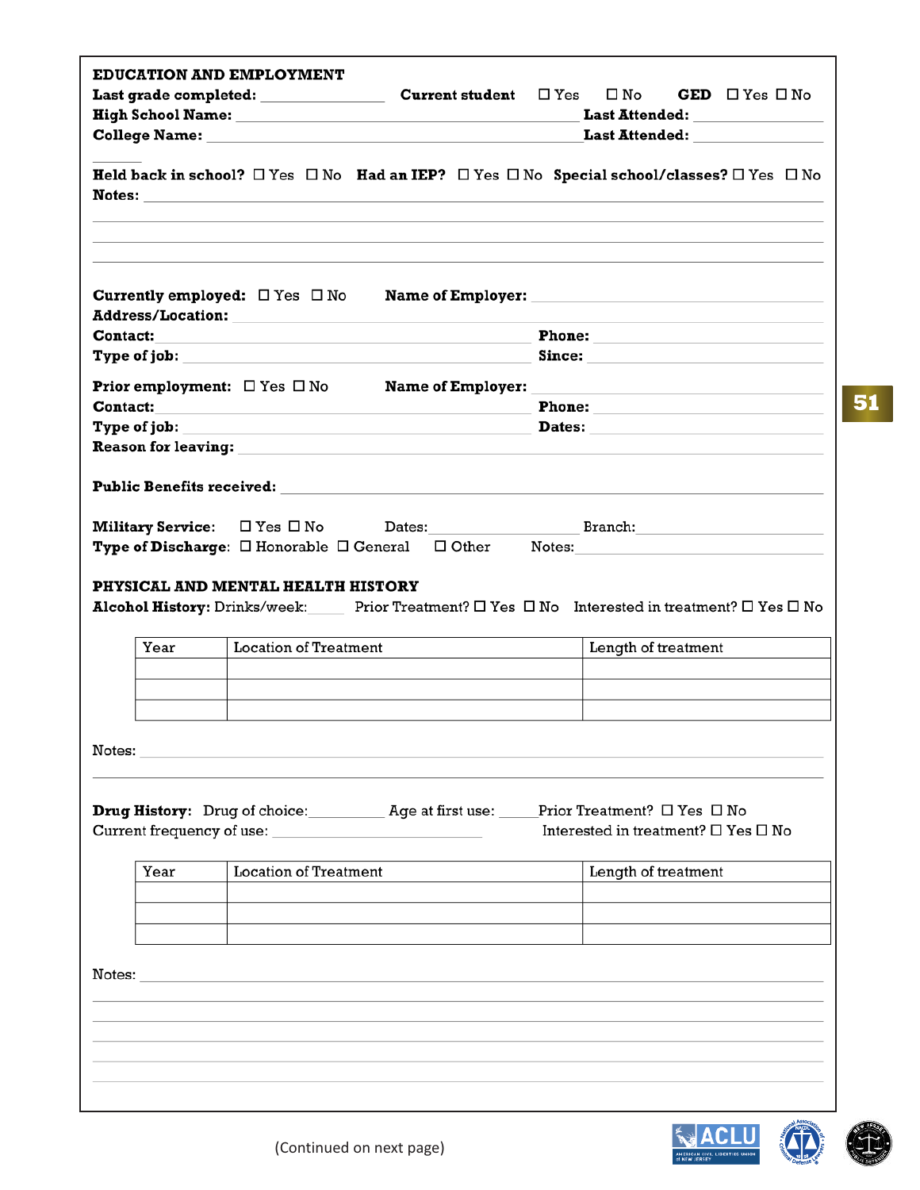## EDUCATION AND EMPLOYMENT

**Last grade completed:** ______________ **Current student** ☐ Yes ☐ No **GED** ☐ Yes ☐ No

**High School Name:** ________________________________________ **Last Attended:** ______________

**College Name:** ____________________________________________ **Last Attended:** ______________

______

**Held back in school?** ☐ Yes ☐ No **Had an IEP?** ☐ Yes ☐ No **Special school/classes?** ☐ Yes ☐ No

**Notes:** ________________________________________________________________________

________________________________________________________________________

________________________________________________________________________

________________________________________________________________________

**Currently employed:** ☐ Yes ☐ No **Name of Employer:** ________________________________

**Address/Location:** ________________________________________________________________

**Contact:** ____________________________________________ **Phone:** ____________________

**Type of job:** ________________________________________ **Since:** ____________________

**Prior employment:** ☐ Yes ☐ No **Name of Employer:** ________________________________

**Contact:** ____________________________________________ **Phone:** ____________________

**Type of job:** ________________________________________ **Dates:** ____________________

**Reason for leaving:** ______________________________________________________________

**Public Benefits received:** _________________________________________________________

**Military Service:** ☐ Yes ☐ No Dates: __________________ Branch: ____________________

**Type of Discharge**: ☐ Honorable ☐ General ☐ Other Notes: ____________________________

## PHYSICAL AND MENTAL HEALTH HISTORY

**Alcohol History:** Drinks/week: _____ Prior Treatment? ☐ Yes ☐ No Interested in treatment? ☐ Yes ☐ No

| Year | Location of Treatment | Length of treatment |
|---|---|---|
| | | |
| | | |
| | | |

Notes: ________________________________________________________________________

________________________________________________________________________

**Drug History:** Drug of choice: __________ Age at first use: _____ Prior Treatment? ☐ Yes ☐ No

Current frequency of use: __________________________ Interested in treatment? ☐ Yes ☐ No

| Year | Location of Treatment | Length of treatment |
|---|---|---|
| | | |
| | | |
| | | |

Notes: ________________________________________________________________________

________________________________________________________________________

________________________________________________________________________

________________________________________________________________________

________________________________________________________________________

________________________________________________________________________

(Continued on next page)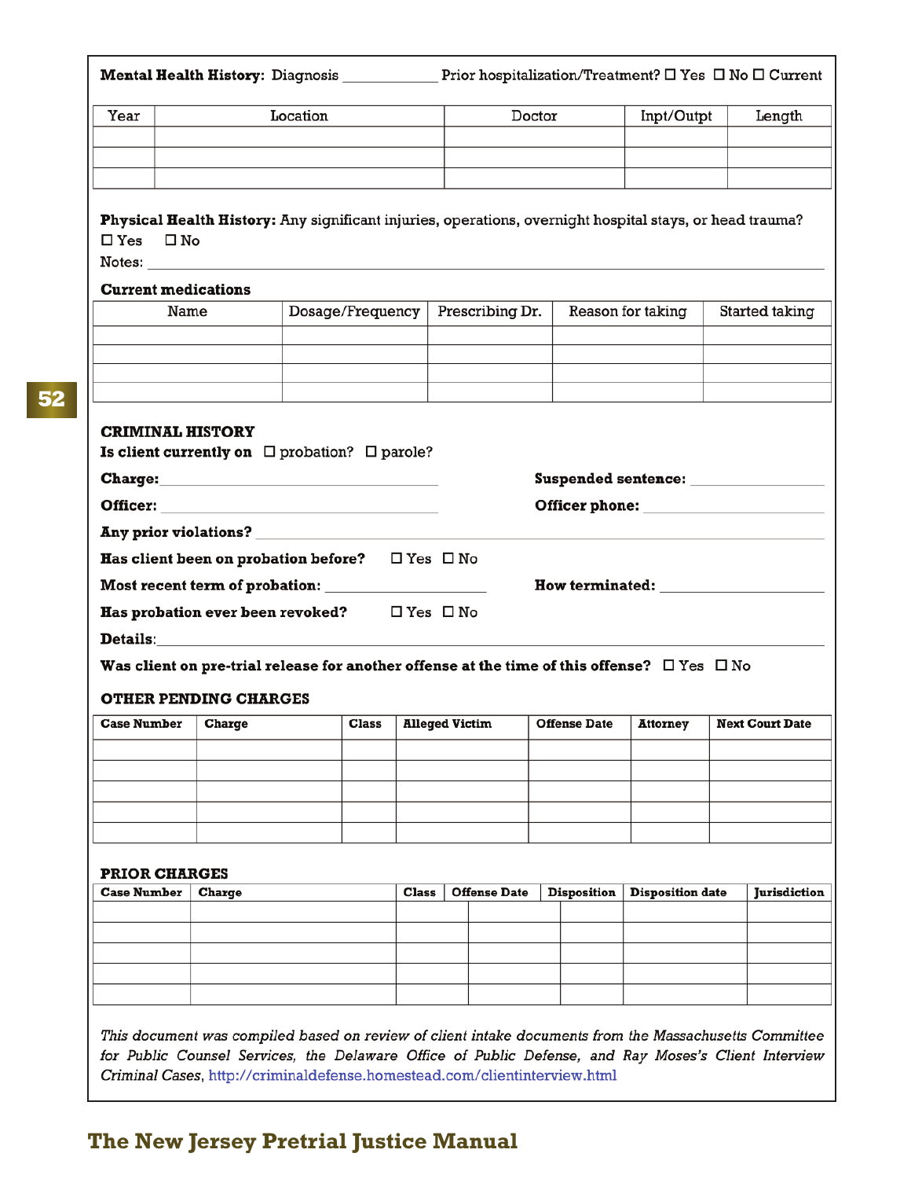**Mental Health History:** Diagnosis ____________ Prior hospitalization/Treatment? ☐ Yes ☐ No ☐ Current

| Year | Location | Doctor | Inpt/Outpt | Length |
|---|---|---|---|---|
| | | | | |
| | | | | |
| | | | | |

**Physical Health History:** Any significant injuries, operations, overnight hospital stays, or head trauma?
☐ Yes ☐ No
Notes: ______________________________________________________________________________

**Current medications**

| Name | Dosage/Frequency | Prescribing Dr. | Reason for taking | Started taking |
|---|---|---|---|---|
| | | | | |
| | | | | |
| | | | | |
| | | | | |

**CRIMINAL HISTORY**

**Is client currently on** ☐ probation? ☐ parole?

**Charge:** ______________________________ **Suspended sentence:** ______________

**Officer:** ______________________________ **Officer phone:** ______________

**Any prior violations?** ______________________________________________________

**Has client been on probation before?** ☐ Yes ☐ No

**Most recent term of probation:** ______________ **How terminated:** ______________

**Has probation ever been revoked?** ☐ Yes ☐ No

**Details:** _______________________________________________________________

**Was client on pre-trial release for another offense at the time of this offense?** ☐ Yes ☐ No

**OTHER PENDING CHARGES**

| Case Number | Charge | Class | Alleged Victim | Offense Date | Attorney | Next Court Date |
|---|---|---|---|---|---|---|
| | | | | | | |
| | | | | | | |
| | | | | | | |
| | | | | | | |
| | | | | | | |

**PRIOR CHARGES**

| Case Number | Charge | Class | Offense Date | Disposition | Disposition date | Jurisdiction |
|---|---|---|---|---|---|---|
| | | | | | | |
| | | | | | | |
| | | | | | | |
| | | | | | | |
| | | | | | | |

*This document was compiled based on review of client intake documents from the Massachusetts Committee for Public Counsel Services, the Delaware Office of Public Defense, and Ray Moses's Client Interview Criminal Cases,* http://criminaldefense.homestead.com/clientinterview.html